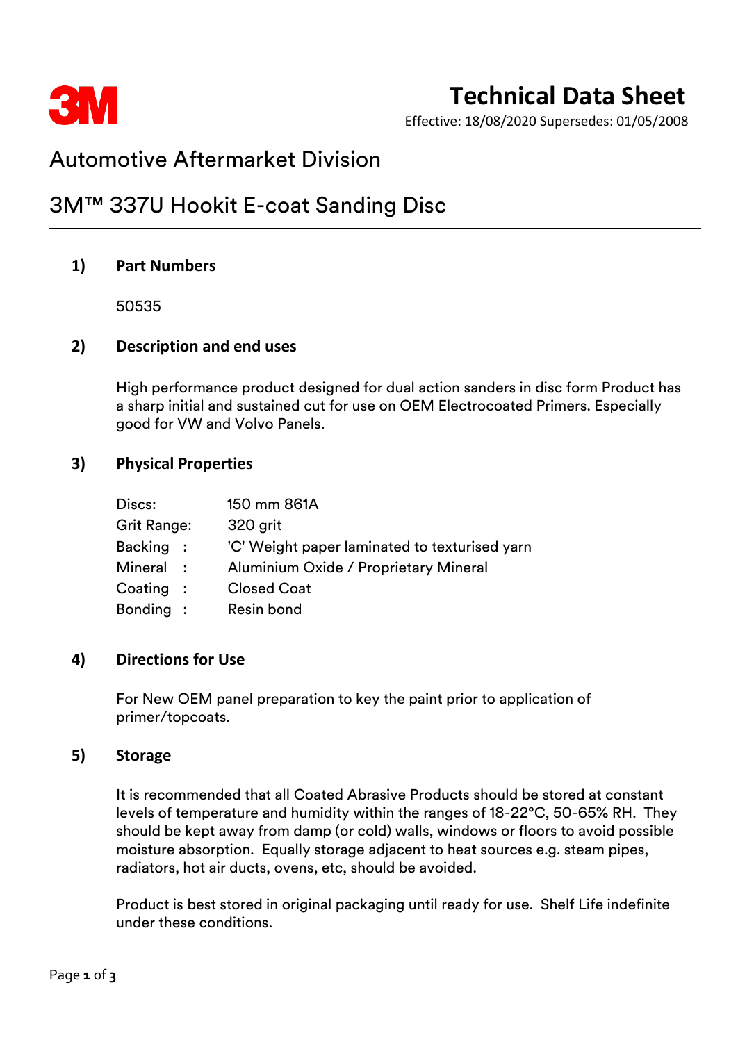3M

# Technical Data Sheet

Effective: 18/08/2020 Supersedes: 01/05/2008

## Automotive Aftermarket Division

## 3M™ 337U Hookit E-coat Sanding Disc

### 1) Part Numbers

50535

### 2) Description and end uses

High performance product designed for dual action sanders in disc form Product has a sharp initial and sustained cut for use on OEM Electrocoated Primers. Especially good for VW and Volvo Panels.

### 3) Physical Properties

| | |
|---|---|
| Discs: | 150 mm 861A |
| Grit Range: | 320 grit |
| Backing : | 'C' Weight paper laminated to texturised yarn |
| Mineral : | Aluminium Oxide / Proprietary Mineral |
| Coating : | Closed Coat |
| Bonding : | Resin bond |

### 4) Directions for Use

For New OEM panel preparation to key the paint prior to application of primer/topcoats.

### 5) Storage

It is recommended that all Coated Abrasive Products should be stored at constant levels of temperature and humidity within the ranges of 18-22°C, 50-65% RH. They should be kept away from damp (or cold) walls, windows or floors to avoid possible moisture absorption. Equally storage adjacent to heat sources e.g. steam pipes, radiators, hot air ducts, ovens, etc, should be avoided.

Product is best stored in original packaging until ready for use. Shelf Life indefinite under these conditions.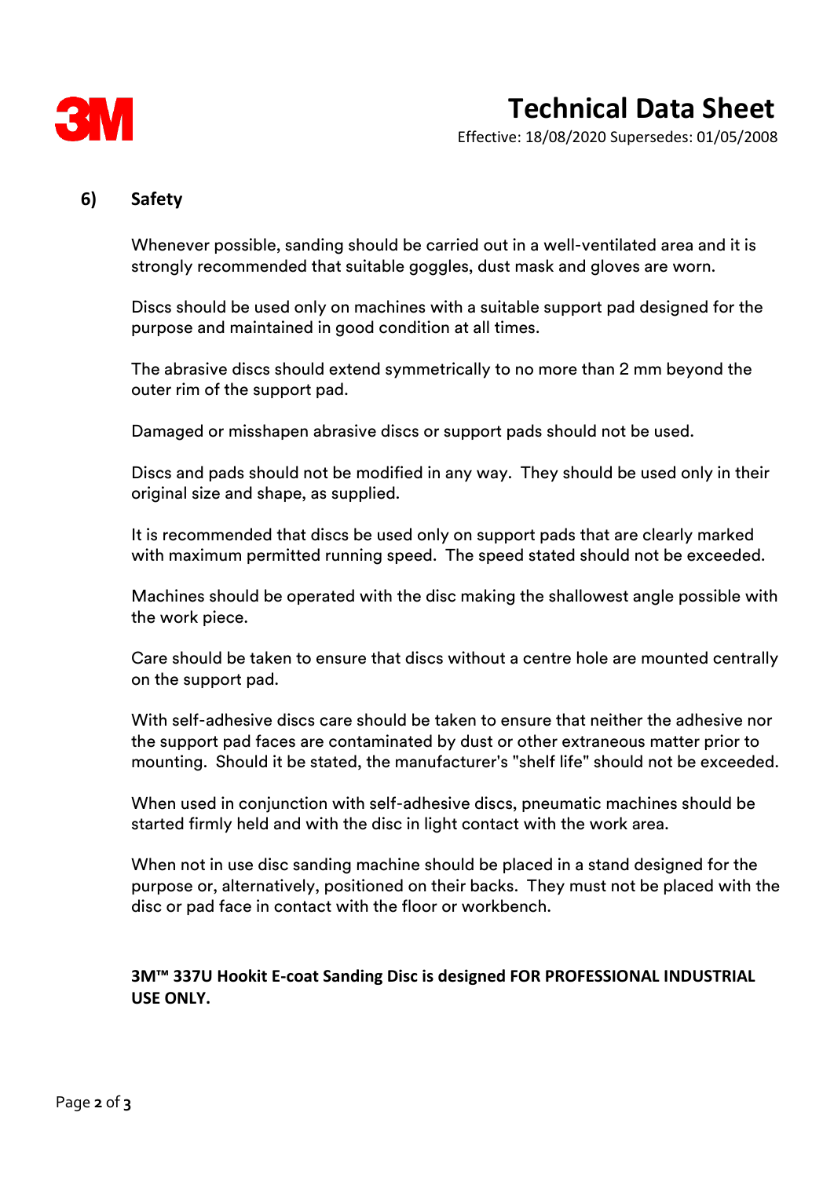## 6) Safety

Whenever possible, sanding should be carried out in a well-ventilated area and it is strongly recommended that suitable goggles, dust mask and gloves are worn.

Discs should be used only on machines with a suitable support pad designed for the purpose and maintained in good condition at all times.

The abrasive discs should extend symmetrically to no more than 2 mm beyond the outer rim of the support pad.

Damaged or misshapen abrasive discs or support pads should not be used.

Discs and pads should not be modified in any way. They should be used only in their original size and shape, as supplied.

It is recommended that discs be used only on support pads that are clearly marked with maximum permitted running speed. The speed stated should not be exceeded.

Machines should be operated with the disc making the shallowest angle possible with the work piece.

Care should be taken to ensure that discs without a centre hole are mounted centrally on the support pad.

With self-adhesive discs care should be taken to ensure that neither the adhesive nor the support pad faces are contaminated by dust or other extraneous matter prior to mounting. Should it be stated, the manufacturer's "shelf life" should not be exceeded.

When used in conjunction with self-adhesive discs, pneumatic machines should be started firmly held and with the disc in light contact with the work area.

When not in use disc sanding machine should be placed in a stand designed for the purpose or, alternatively, positioned on their backs. They must not be placed with the disc or pad face in contact with the floor or workbench.

**3M™ 337U Hookit E-coat Sanding Disc is designed FOR PROFESSIONAL INDUSTRIAL USE ONLY.**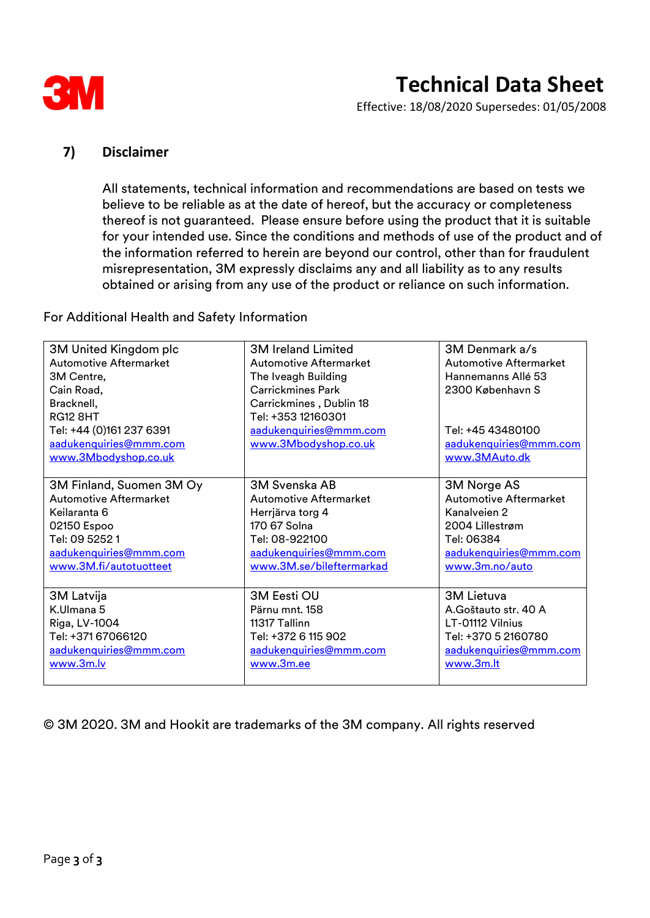## 7) Disclaimer

All statements, technical information and recommendations are based on tests we believe to be reliable as at the date of hereof, but the accuracy or completeness thereof is not guaranteed. Please ensure before using the product that it is suitable for your intended use. Since the conditions and methods of use of the product and of the information referred to herein are beyond our control, other than for fraudulent misrepresentation, 3M expressly disclaims any and all liability as to any results obtained or arising from any use of the product or reliance on such information.

For Additional Health and Safety Information

| | | |
|---|---|---|
| 3M United Kingdom plc<br>Automotive Aftermarket<br>3M Centre,<br>Cain Road,<br>Bracknell,<br>RG12 8HT<br>Tel: +44 (0)161 237 6391<br>aadukenquiries@mmm.com<br>www.3Mbodyshop.co.uk | 3M Ireland Limited<br>Automotive Aftermarket<br>The Iveagh Building<br>Carrickmines Park<br>Carrickmines , Dublin 18<br>Tel: +353 12160301<br>aadukenquiries@mmm.com<br>www.3Mbodyshop.co.uk | 3M Denmark a/s<br>Automotive Aftermarket<br>Hannemanns Allé 53<br>2300 København S<br><br>Tel: +45 43480100<br>aadukenquiries@mmm.com<br>www.3MAuto.dk |
| 3M Finland, Suomen 3M Oy<br>Automotive Aftermarket<br>Keilaranta 6<br>02150 Espoo<br>Tel: 09 5252 1<br>aadukenquiries@mmm.com<br>www.3M.fi/autotuotteet | 3M Svenska AB<br>Automotive Aftermarket<br>Herrjärva torg 4<br>170 67 Solna<br>Tel: 08-922100<br>aadukenquiries@mmm.com<br>www.3M.se/bileftermarkad | 3M Norge AS<br>Automotive Aftermarket<br>Kanalveien 2<br>2004 Lillestrøm<br>Tel: 06384<br>aadukenquiries@mmm.com<br>www.3m.no/auto |
| 3M Latvija<br>K.Ulmana 5<br>Riga, LV-1004<br>Tel: +371 67066120<br>aadukenquiries@mmm.com<br>www.3m.lv | 3M Eesti OU<br>Pärnu mnt. 158<br>11317 Tallinn<br>Tel: +372 6 115 902<br>aadukenquiries@mmm.com<br>www.3m.ee | 3M Lietuva<br>A.Goštauto str. 40 A<br>LT-01112 Vilnius<br>Tel: +370 5 2160780<br>aadukenquiries@mmm.com<br>www.3m.lt |

© 3M 2020. 3M and Hookit are trademarks of the 3M company. All rights reserved